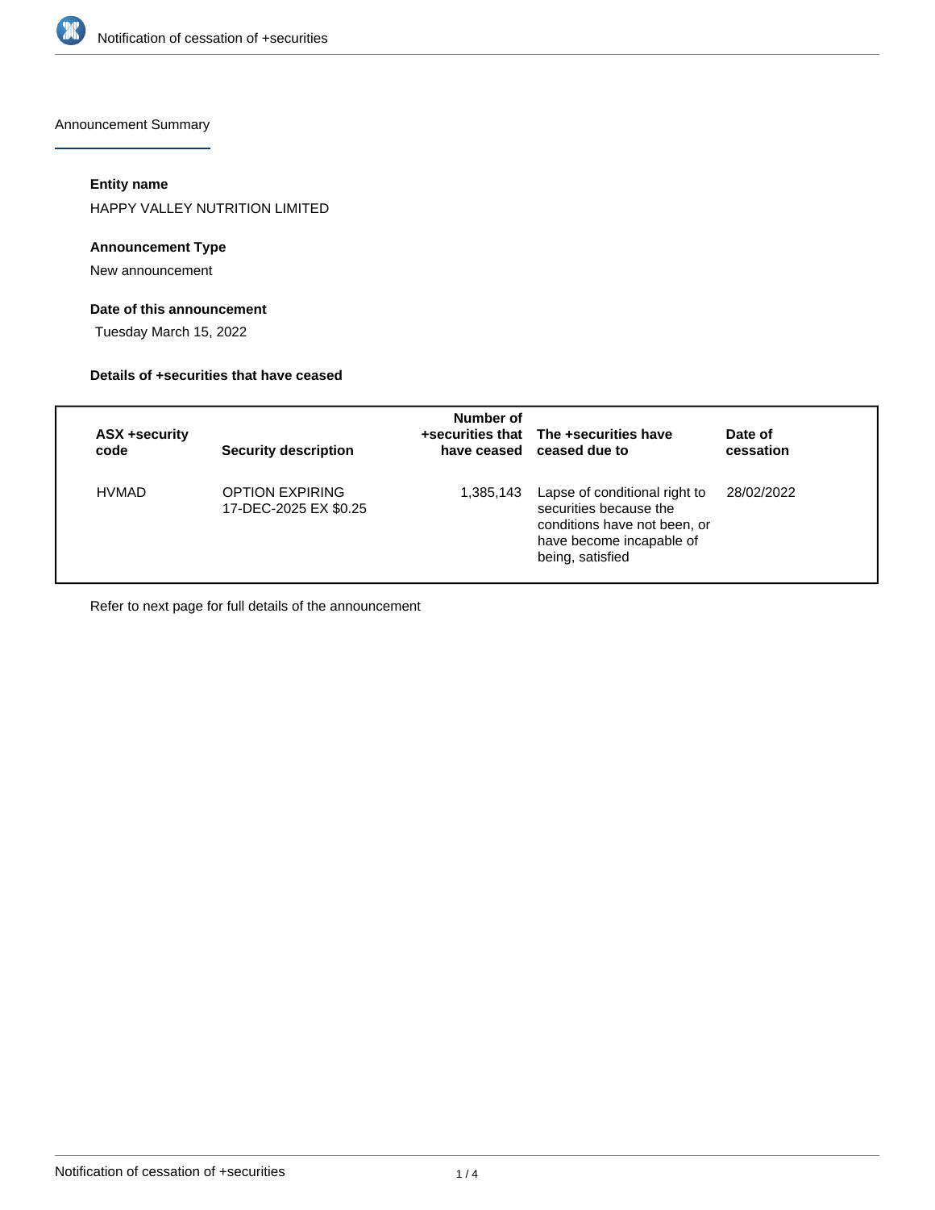# Notification of cessation of +securities

## Announcement Summary

### Entity name

HAPPY VALLEY NUTRITION LIMITED

### Announcement Type

New announcement

### Date of this announcement

Tuesday March 15, 2022

### Details of +securities that have ceased

| ASX +security code | Security description | Number of +securities that have ceased | The +securities have ceased due to | Date of cessation |
|---|---|---|---|---|
| HVMAD | OPTION EXPIRING 17-DEC-2025 EX $0.25 | 1,385,143 | Lapse of conditional right to securities because the conditions have not been, or have become incapable of being, satisfied | 28/02/2022 |

Refer to next page for full details of the announcement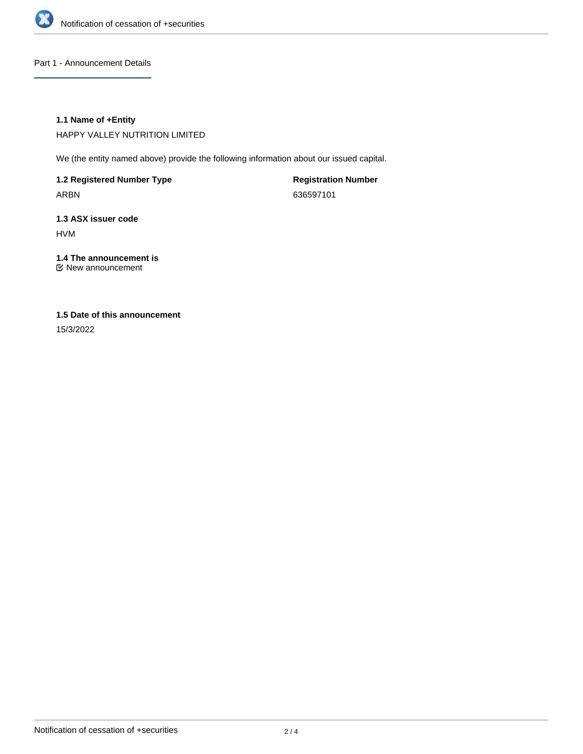## Part 1 - Announcement Details

### 1.1 Name of +Entity

HAPPY VALLEY NUTRITION LIMITED

We (the entity named above) provide the following information about our issued capital.

**1.2 Registered Number Type**

ARBN

**Registration Number**

636597101

### 1.3 ASX issuer code

HVM

### 1.4 The announcement is

☑ New announcement

### 1.5 Date of this announcement

15/3/2022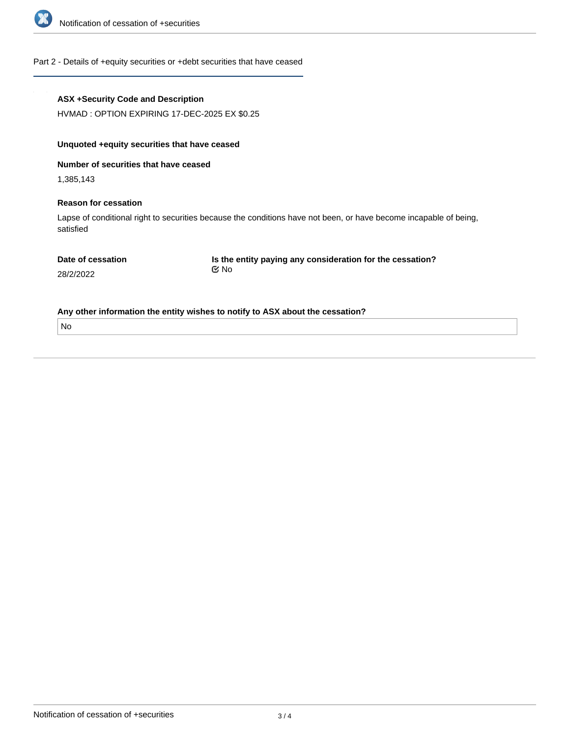## Part 2 - Details of +equity securities or +debt securities that have ceased

**ASX +Security Code and Description**

HVMAD : OPTION EXPIRING 17-DEC-2025 EX $0.25

**Unquoted +equity securities that have ceased**

**Number of securities that have ceased**

1,385,143

**Reason for cessation**

Lapse of conditional right to securities because the conditions have not been, or have become incapable of being, satisfied

**Date of cessation**

28/2/2022

**Is the entity paying any consideration for the cessation?**

No

**Any other information the entity wishes to notify to ASX about the cessation?**

No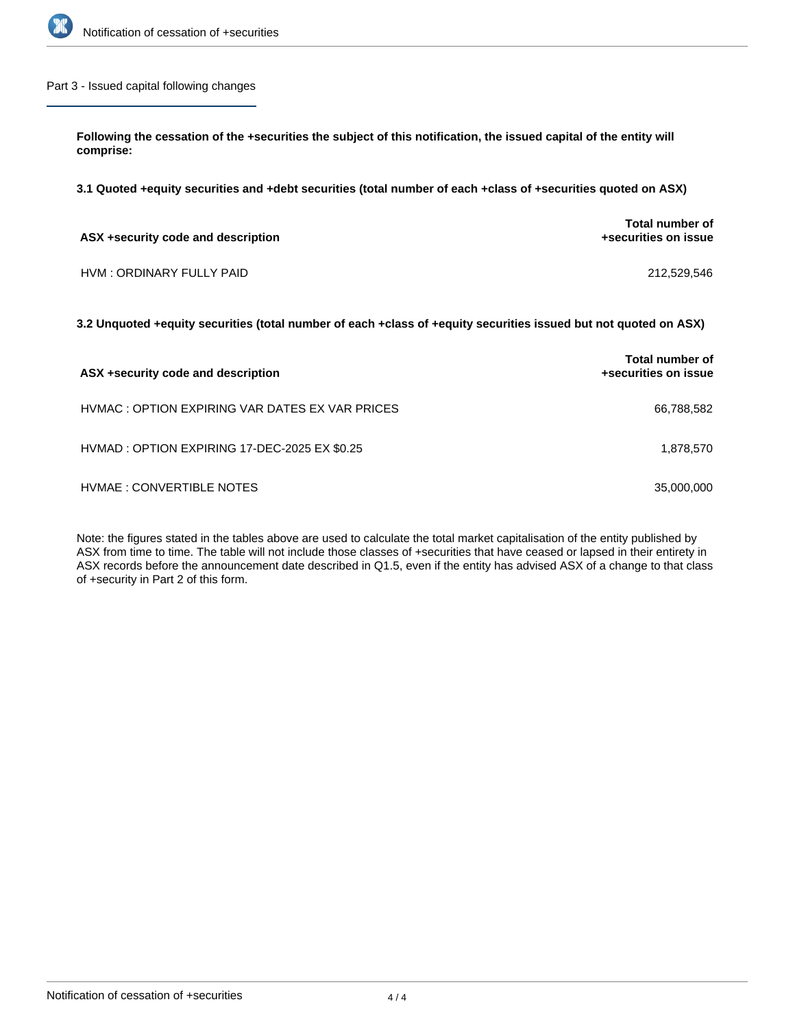## Part 3 - Issued capital following changes

**Following the cessation of the +securities the subject of this notification, the issued capital of the entity will comprise:**

**3.1 Quoted +equity securities and +debt securities (total number of each +class of +securities quoted on ASX)**

| ASX +security code and description | Total number of +securities on issue |
| --- | --- |
| HVM : ORDINARY FULLY PAID | 212,529,546 |

**3.2 Unquoted +equity securities (total number of each +class of +equity securities issued but not quoted on ASX)**

| ASX +security code and description | Total number of +securities on issue |
| --- | --- |
| HVMAC : OPTION EXPIRING VAR DATES EX VAR PRICES | 66,788,582 |
| HVMAD : OPTION EXPIRING 17-DEC-2025 EX $0.25 | 1,878,570 |
| HVMAE : CONVERTIBLE NOTES | 35,000,000 |

Note: the figures stated in the tables above are used to calculate the total market capitalisation of the entity published by ASX from time to time. The table will not include those classes of +securities that have ceased or lapsed in their entirety in ASX records before the announcement date described in Q1.5, even if the entity has advised ASX of a change to that class of +security in Part 2 of this form.